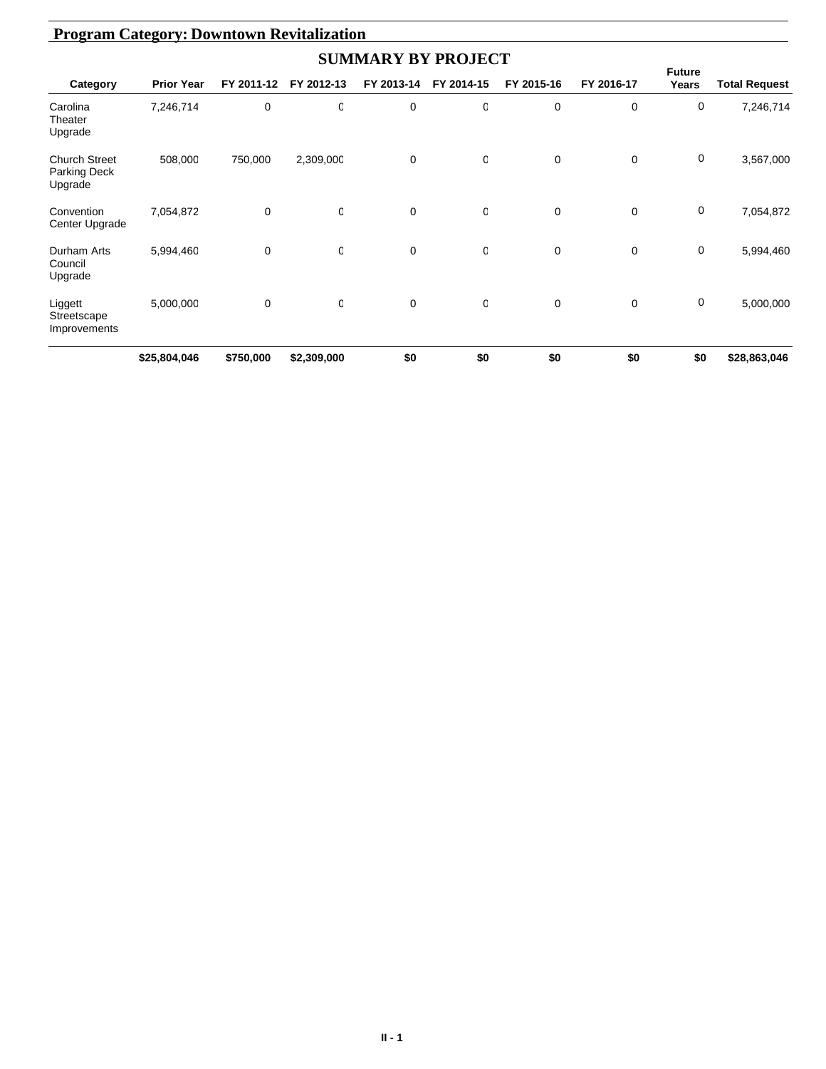## Program Category: Downtown Revitalization

### SUMMARY BY PROJECT

| Category | Prior Year | FY 2011-12 | FY 2012-13 | FY 2013-14 | FY 2014-15 | FY 2015-16 | FY 2016-17 | Future Years | Total Request |
|---|---|---|---|---|---|---|---|---|---|
| Carolina Theater Upgrade | 7,246,714 | 0 | 0 | 0 | 0 | 0 | 0 | 0 | 7,246,714 |
| Church Street Parking Deck Upgrade | 508,000 | 750,000 | 2,309,000 | 0 | 0 | 0 | 0 | 0 | 3,567,000 |
| Convention Center Upgrade | 7,054,872 | 0 | 0 | 0 | 0 | 0 | 0 | 0 | 7,054,872 |
| Durham Arts Council Upgrade | 5,994,460 | 0 | 0 | 0 | 0 | 0 | 0 | 0 | 5,994,460 |
| Liggett Streetscape Improvements | 5,000,000 | 0 | 0 | 0 | 0 | 0 | 0 | 0 | 5,000,000 |
| | **$25,804,046** | **$750,000** | **$2,309,000** | **$0** | **$0** | **$0** | **$0** | **$0** | **$28,863,046** |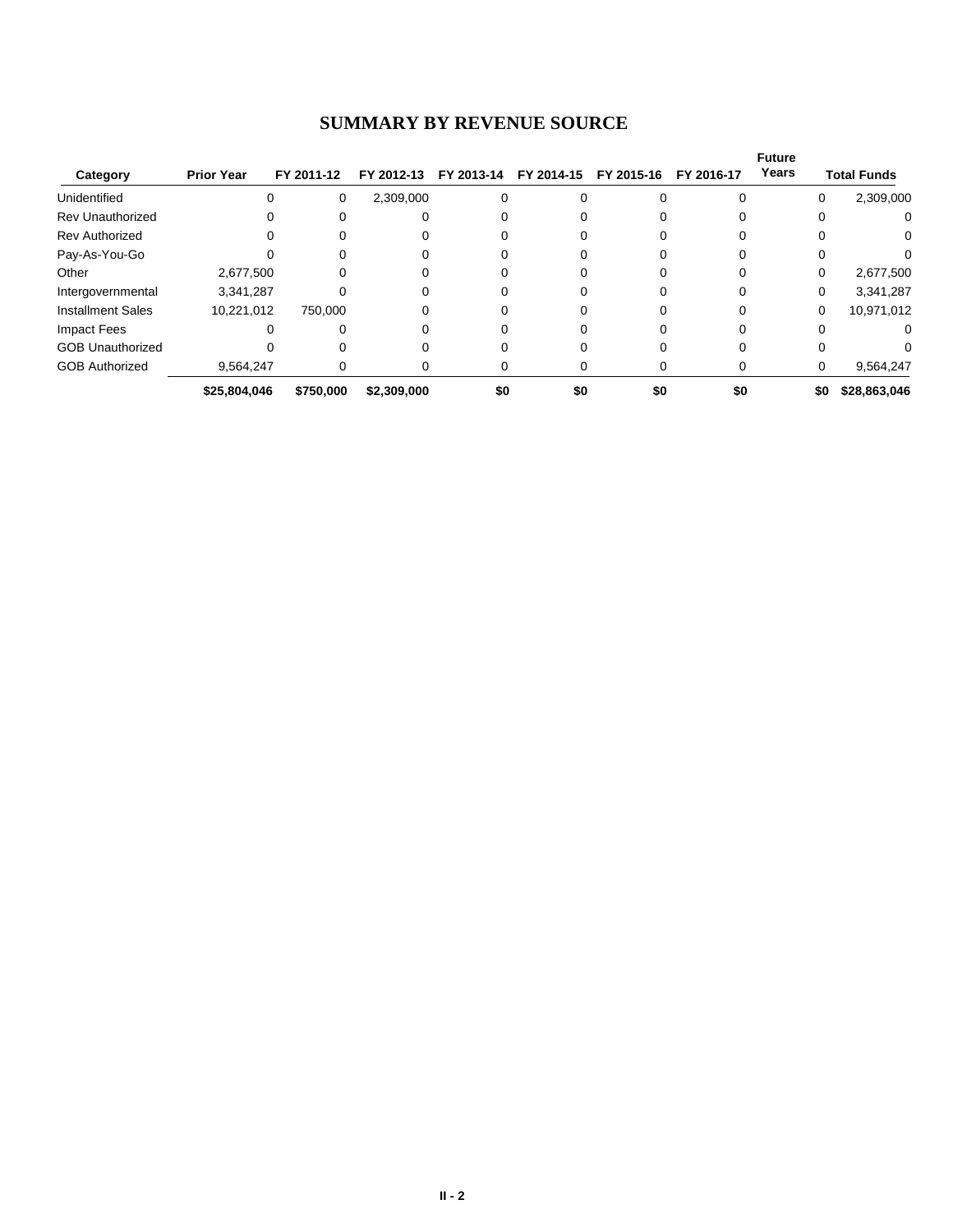## SUMMARY BY REVENUE SOURCE

| Category | Prior Year | FY 2011-12 | FY 2012-13 | FY 2013-14 | FY 2014-15 | FY 2015-16 | FY 2016-17 | Future Years | Total Funds |
|---|---|---|---|---|---|---|---|---|---|
| Unidentified | 0 | 0 | 2,309,000 | 0 | 0 | 0 | 0 | 0 | 2,309,000 |
| Rev Unauthorized | 0 | 0 | 0 | 0 | 0 | 0 | 0 | 0 | 0 |
| Rev Authorized | 0 | 0 | 0 | 0 | 0 | 0 | 0 | 0 | 0 |
| Pay-As-You-Go | 0 | 0 | 0 | 0 | 0 | 0 | 0 | 0 | 0 |
| Other | 2,677,500 | 0 | 0 | 0 | 0 | 0 | 0 | 0 | 2,677,500 |
| Intergovernmental | 3,341,287 | 0 | 0 | 0 | 0 | 0 | 0 | 0 | 3,341,287 |
| Installment Sales | 10,221,012 | 750,000 | 0 | 0 | 0 | 0 | 0 | 0 | 10,971,012 |
| Impact Fees | 0 | 0 | 0 | 0 | 0 | 0 | 0 | 0 | 0 |
| GOB Unauthorized | 0 | 0 | 0 | 0 | 0 | 0 | 0 | 0 | 0 |
| GOB Authorized | 9,564,247 | 0 | 0 | 0 | 0 | 0 | 0 | 0 | 9,564,247 |
| | **$25,804,046** | **$750,000** | **$2,309,000** | **$0** | **$0** | **$0** | **$0** | **$0** | **$28,863,046** |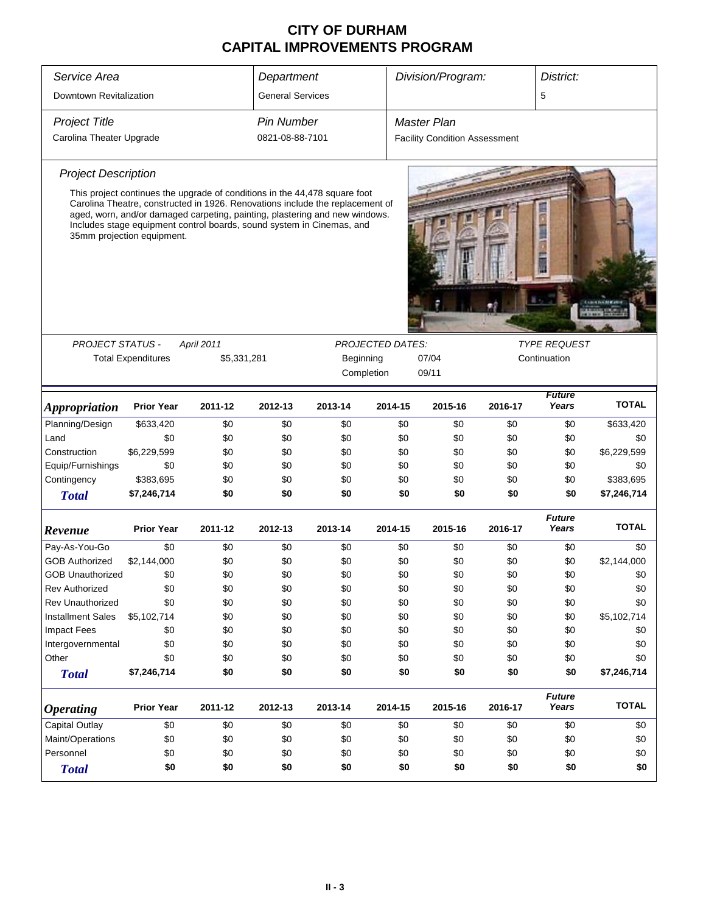# CITY OF DURHAM
# CAPITAL IMPROVEMENTS PROGRAM

| *Service Area* | *Department* | *Division/Program:* | *District:* |
|---|---|---|---|
| Downtown Revitalization | General Services | | 5 |

| *Project Title* | *Pin Number* | *Master Plan* |
|---|---|---|
| Carolina Theater Upgrade | 0821-08-88-7101 | Facility Condition Assessment |

*Project Description*

This project continues the upgrade of conditions in the 44,478 square foot Carolina Theatre, constructed in 1926. Renovations include the replacement of aged, worn, and/or damaged carpeting, painting, plastering and new windows. Includes stage equipment control boards, sound system in Cinemas, and 35mm projection equipment.

| *PROJECT STATUS -* | *April 2011* | *PROJECTED DATES:* | | *TYPE REQUEST* |
|---|---|---|---|---|
| Total Expenditures | $5,331,281 | Beginning | 07/04 | Continuation |
| | | Completion | 09/11 | |

| *Appropriation* | Prior Year | 2011-12 | 2012-13 | 2013-14 | 2014-15 | 2015-16 | 2016-17 | *Future Years* | TOTAL |
|---|---|---|---|---|---|---|---|---|---|
| Planning/Design | $633,420 | $0 | $0 | $0 | $0 | $0 | $0 | $0 | $633,420 |
| Land | $0 | $0 | $0 | $0 | $0 | $0 | $0 | $0 | $0 |
| Construction | $6,229,599 | $0 | $0 | $0 | $0 | $0 | $0 | $0 | $6,229,599 |
| Equip/Furnishings | $0 | $0 | $0 | $0 | $0 | $0 | $0 | $0 | $0 |
| Contingency | $383,695 | $0 | $0 | $0 | $0 | $0 | $0 | $0 | $383,695 |
| **Total** | **$7,246,714** | **$0** | **$0** | **$0** | **$0** | **$0** | **$0** | **$0** | **$7,246,714** |

| *Revenue* | Prior Year | 2011-12 | 2012-13 | 2013-14 | 2014-15 | 2015-16 | 2016-17 | *Future Years* | TOTAL |
|---|---|---|---|---|---|---|---|---|---|
| Pay-As-You-Go | $0 | $0 | $0 | $0 | $0 | $0 | $0 | $0 | $0 |
| GOB Authorized | $2,144,000 | $0 | $0 | $0 | $0 | $0 | $0 | $0 | $2,144,000 |
| GOB Unauthorized | $0 | $0 | $0 | $0 | $0 | $0 | $0 | $0 | $0 |
| Rev Authorized | $0 | $0 | $0 | $0 | $0 | $0 | $0 | $0 | $0 |
| Rev Unauthorized | $0 | $0 | $0 | $0 | $0 | $0 | $0 | $0 | $0 |
| Installment Sales | $5,102,714 | $0 | $0 | $0 | $0 | $0 | $0 | $0 | $5,102,714 |
| Impact Fees | $0 | $0 | $0 | $0 | $0 | $0 | $0 | $0 | $0 |
| Intergovernmental | $0 | $0 | $0 | $0 | $0 | $0 | $0 | $0 | $0 |
| Other | $0 | $0 | $0 | $0 | $0 | $0 | $0 | $0 | $0 |
| **Total** | **$7,246,714** | **$0** | **$0** | **$0** | **$0** | **$0** | **$0** | **$0** | **$7,246,714** |

| *Operating* | Prior Year | 2011-12 | 2012-13 | 2013-14 | 2014-15 | 2015-16 | 2016-17 | *Future Years* | TOTAL |
|---|---|---|---|---|---|---|---|---|---|
| Capital Outlay | $0 | $0 | $0 | $0 | $0 | $0 | $0 | $0 | $0 |
| Maint/Operations | $0 | $0 | $0 | $0 | $0 | $0 | $0 | $0 | $0 |
| Personnel | $0 | $0 | $0 | $0 | $0 | $0 | $0 | $0 | $0 |
| **Total** | **$0** | **$0** | **$0** | **$0** | **$0** | **$0** | **$0** | **$0** | **$0** |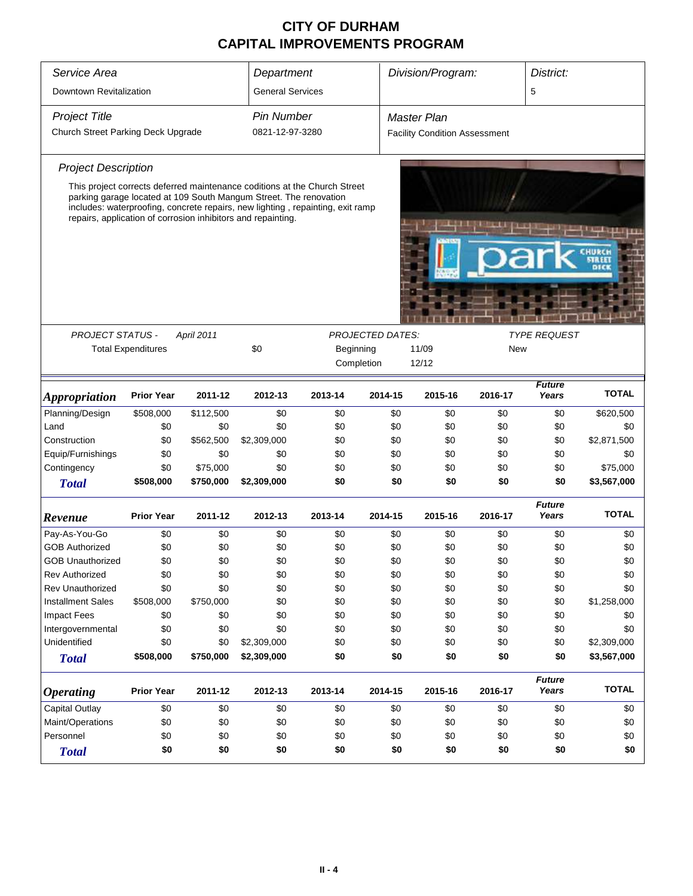# CITY OF DURHAM
# CAPITAL IMPROVEMENTS PROGRAM

| Service Area | Department | Division/Program: | District: |
|---|---|---|---|
| Downtown Revitalization | General Services | | 5 |

| Project Title | Pin Number | Master Plan |
|---|---|---|
| Church Street Parking Deck Upgrade | 0821-12-97-3280 | Facility Condition Assessment |

## Project Description

This project corrects deferred maintenance coditions at the Church Street parking garage located at 109 South Mangum Street. The renovation includes: waterproofing, concrete repairs, new lighting , repainting, exit ramp repairs, application of corrosion inhibitors and repainting.

**PROJECT STATUS -** April 2011

Total Expenditures: $0

**PROJECTED DATES:**

Beginning: 11/09

Completion: 12/12

**TYPE REQUEST:** New

| Appropriation | Prior Year | 2011-12 | 2012-13 | 2013-14 | 2014-15 | 2015-16 | 2016-17 | Future Years | TOTAL |
|---|---|---|---|---|---|---|---|---|---|
| Planning/Design | $508,000 | $112,500 | $0 | $0 | $0 | $0 | $0 | $0 | $620,500 |
| Land | $0 | $0 | $0 | $0 | $0 | $0 | $0 | $0 | $0 |
| Construction | $0 | $562,500 | $2,309,000 | $0 | $0 | $0 | $0 | $0 | $2,871,500 |
| Equip/Furnishings | $0 | $0 | $0 | $0 | $0 | $0 | $0 | $0 | $0 |
| Contingency | $0 | $75,000 | $0 | $0 | $0 | $0 | $0 | $0 | $75,000 |
| **Total** | **$508,000** | **$750,000** | **$2,309,000** | **$0** | **$0** | **$0** | **$0** | **$0** | **$3,567,000** |

| Revenue | Prior Year | 2011-12 | 2012-13 | 2013-14 | 2014-15 | 2015-16 | 2016-17 | Future Years | TOTAL |
|---|---|---|---|---|---|---|---|---|---|
| Pay-As-You-Go | $0 | $0 | $0 | $0 | $0 | $0 | $0 | $0 | $0 |
| GOB Authorized | $0 | $0 | $0 | $0 | $0 | $0 | $0 | $0 | $0 |
| GOB Unauthorized | $0 | $0 | $0 | $0 | $0 | $0 | $0 | $0 | $0 |
| Rev Authorized | $0 | $0 | $0 | $0 | $0 | $0 | $0 | $0 | $0 |
| Rev Unauthorized | $0 | $0 | $0 | $0 | $0 | $0 | $0 | $0 | $0 |
| Installment Sales | $508,000 | $750,000 | $0 | $0 | $0 | $0 | $0 | $0 | $1,258,000 |
| Impact Fees | $0 | $0 | $0 | $0 | $0 | $0 | $0 | $0 | $0 |
| Intergovernmental | $0 | $0 | $0 | $0 | $0 | $0 | $0 | $0 | $0 |
| Unidentified | $0 | $0 | $2,309,000 | $0 | $0 | $0 | $0 | $0 | $2,309,000 |
| **Total** | **$508,000** | **$750,000** | **$2,309,000** | **$0** | **$0** | **$0** | **$0** | **$0** | **$3,567,000** |

| Operating | Prior Year | 2011-12 | 2012-13 | 2013-14 | 2014-15 | 2015-16 | 2016-17 | Future Years | TOTAL |
|---|---|---|---|---|---|---|---|---|---|
| Capital Outlay | $0 | $0 | $0 | $0 | $0 | $0 | $0 | $0 | $0 |
| Maint/Operations | $0 | $0 | $0 | $0 | $0 | $0 | $0 | $0 | $0 |
| Personnel | $0 | $0 | $0 | $0 | $0 | $0 | $0 | $0 | $0 |
| **Total** | **$0** | **$0** | **$0** | **$0** | **$0** | **$0** | **$0** | **$0** | **$0** |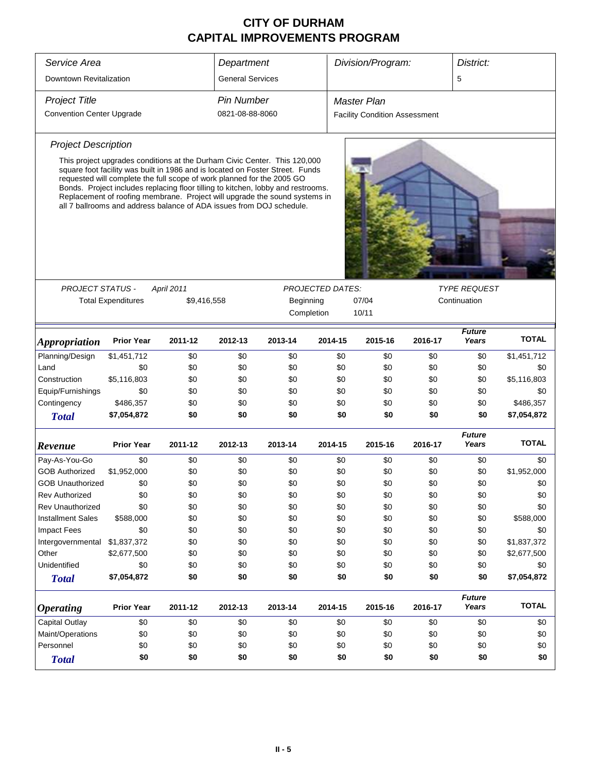# CITY OF DURHAM
# CAPITAL IMPROVEMENTS PROGRAM

| *Service Area* | *Department* | *Division/Program:* | *District:* |
|---|---|---|---|
| Downtown Revitalization | General Services | | 5 |

| *Project Title* | *Pin Number* | *Master Plan* |
|---|---|---|
| Convention Center Upgrade | 0821-08-88-8060 | Facility Condition Assessment |

*Project Description*

This project upgrades conditions at the Durham Civic Center. This 120,000 square foot facility was built in 1986 and is located on Foster Street. Funds requested will complete the full scope of work planned for the 2005 GO Bonds. Project includes replacing floor tilling to kitchen, lobby and restrooms. Replacement of roofing membrane. Project will upgrade the sound systems in all 7 ballrooms and address balance of ADA issues from DOJ schedule.

| *PROJECT STATUS -* | *April 2011* | *PROJECTED DATES:* | | *TYPE REQUEST* |
|---|---|---|---|---|
| Total Expenditures | $9,416,558 | Beginning | 07/04 | Continuation |
| | | Completion | 10/11 | |

| *Appropriation* | Prior Year | 2011-12 | 2012-13 | 2013-14 | 2014-15 | 2015-16 | 2016-17 | *Future Years* | TOTAL |
|---|---|---|---|---|---|---|---|---|---|
| Planning/Design | $1,451,712 | $0 | $0 | $0 | $0 | $0 | $0 | $0 | $1,451,712 |
| Land | $0 | $0 | $0 | $0 | $0 | $0 | $0 | $0 | $0 |
| Construction | $5,116,803 | $0 | $0 | $0 | $0 | $0 | $0 | $0 | $5,116,803 |
| Equip/Furnishings | $0 | $0 | $0 | $0 | $0 | $0 | $0 | $0 | $0 |
| Contingency | $486,357 | $0 | $0 | $0 | $0 | $0 | $0 | $0 | $486,357 |
| **Total** | **$7,054,872** | **$0** | **$0** | **$0** | **$0** | **$0** | **$0** | **$0** | **$7,054,872** |

| *Revenue* | Prior Year | 2011-12 | 2012-13 | 2013-14 | 2014-15 | 2015-16 | 2016-17 | *Future Years* | TOTAL |
|---|---|---|---|---|---|---|---|---|---|
| Pay-As-You-Go | $0 | $0 | $0 | $0 | $0 | $0 | $0 | $0 | $0 |
| GOB Authorized | $1,952,000 | $0 | $0 | $0 | $0 | $0 | $0 | $0 | $1,952,000 |
| GOB Unauthorized | $0 | $0 | $0 | $0 | $0 | $0 | $0 | $0 | $0 |
| Rev Authorized | $0 | $0 | $0 | $0 | $0 | $0 | $0 | $0 | $0 |
| Rev Unauthorized | $0 | $0 | $0 | $0 | $0 | $0 | $0 | $0 | $0 |
| Installment Sales | $588,000 | $0 | $0 | $0 | $0 | $0 | $0 | $0 | $588,000 |
| Impact Fees | $0 | $0 | $0 | $0 | $0 | $0 | $0 | $0 | $0 |
| Intergovernmental | $1,837,372 | $0 | $0 | $0 | $0 | $0 | $0 | $0 | $1,837,372 |
| Other | $2,677,500 | $0 | $0 | $0 | $0 | $0 | $0 | $0 | $2,677,500 |
| Unidentified | $0 | $0 | $0 | $0 | $0 | $0 | $0 | $0 | $0 |
| **Total** | **$7,054,872** | **$0** | **$0** | **$0** | **$0** | **$0** | **$0** | **$0** | **$7,054,872** |

| *Operating* | Prior Year | 2011-12 | 2012-13 | 2013-14 | 2014-15 | 2015-16 | 2016-17 | *Future Years* | TOTAL |
|---|---|---|---|---|---|---|---|---|---|
| Capital Outlay | $0 | $0 | $0 | $0 | $0 | $0 | $0 | $0 | $0 |
| Maint/Operations | $0 | $0 | $0 | $0 | $0 | $0 | $0 | $0 | $0 |
| Personnel | $0 | $0 | $0 | $0 | $0 | $0 | $0 | $0 | $0 |
| **Total** | **$0** | **$0** | **$0** | **$0** | **$0** | **$0** | **$0** | **$0** | **$0** |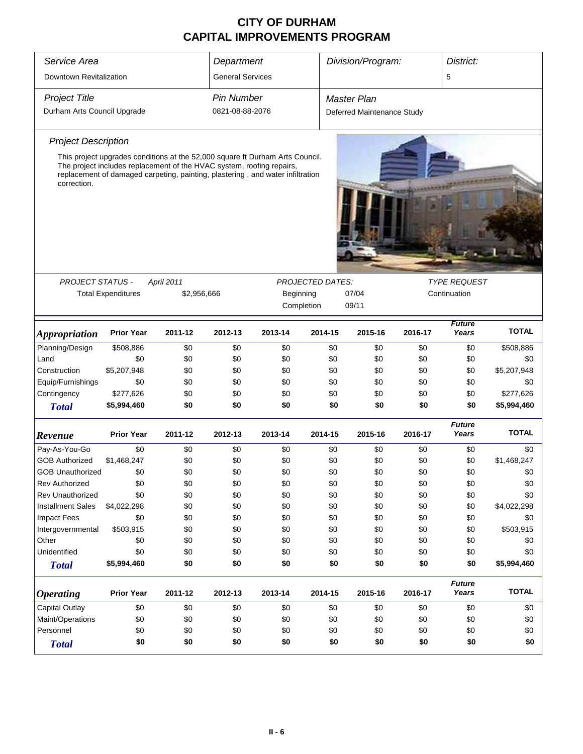# CITY OF DURHAM
## CAPITAL IMPROVEMENTS PROGRAM

| *Service Area* | *Department* | *Division/Program:* | *District:* |
|---|---|---|---|
| Downtown Revitalization | General Services | | 5 |

| *Project Title* | *Pin Number* | *Master Plan* |
|---|---|---|
| Durham Arts Council Upgrade | 0821-08-88-2076 | Deferred Maintenance Study |

*Project Description*

This project upgrades conditions at the 52,000 square ft Durham Arts Council. The project includes replacement of the HVAC system, roofing repairs, replacement of damaged carpeting, painting, plastering , and water infiltration correction.

| *PROJECT STATUS -* | *April 2011* | *PROJECTED DATES:* | | *TYPE REQUEST* |
|---|---|---|---|---|
| Total Expenditures | $2,956,666 | Beginning | 07/04 | Continuation |
| | | Completion | 09/11 | |

| *Appropriation* | Prior Year | 2011-12 | 2012-13 | 2013-14 | 2014-15 | 2015-16 | 2016-17 | *Future Years* | TOTAL |
|---|---|---|---|---|---|---|---|---|---|
| Planning/Design | $508,886 | $0 | $0 | $0 | $0 | $0 | $0 | $0 | $508,886 |
| Land | $0 | $0 | $0 | $0 | $0 | $0 | $0 | $0 | $0 |
| Construction | $5,207,948 | $0 | $0 | $0 | $0 | $0 | $0 | $0 | $5,207,948 |
| Equip/Furnishings | $0 | $0 | $0 | $0 | $0 | $0 | $0 | $0 | $0 |
| Contingency | $277,626 | $0 | $0 | $0 | $0 | $0 | $0 | $0 | $277,626 |
| ***Total*** | **$5,994,460** | **$0** | **$0** | **$0** | **$0** | **$0** | **$0** | **$0** | **$5,994,460** |

| *Revenue* | Prior Year | 2011-12 | 2012-13 | 2013-14 | 2014-15 | 2015-16 | 2016-17 | *Future Years* | TOTAL |
|---|---|---|---|---|---|---|---|---|---|
| Pay-As-You-Go | $0 | $0 | $0 | $0 | $0 | $0 | $0 | $0 | $0 |
| GOB Authorized | $1,468,247 | $0 | $0 | $0 | $0 | $0 | $0 | $0 | $1,468,247 |
| GOB Unauthorized | $0 | $0 | $0 | $0 | $0 | $0 | $0 | $0 | $0 |
| Rev Authorized | $0 | $0 | $0 | $0 | $0 | $0 | $0 | $0 | $0 |
| Rev Unauthorized | $0 | $0 | $0 | $0 | $0 | $0 | $0 | $0 | $0 |
| Installment Sales | $4,022,298 | $0 | $0 | $0 | $0 | $0 | $0 | $0 | $4,022,298 |
| Impact Fees | $0 | $0 | $0 | $0 | $0 | $0 | $0 | $0 | $0 |
| Intergovernmental | $503,915 | $0 | $0 | $0 | $0 | $0 | $0 | $0 | $503,915 |
| Other | $0 | $0 | $0 | $0 | $0 | $0 | $0 | $0 | $0 |
| Unidentified | $0 | $0 | $0 | $0 | $0 | $0 | $0 | $0 | $0 |
| ***Total*** | **$5,994,460** | **$0** | **$0** | **$0** | **$0** | **$0** | **$0** | **$0** | **$5,994,460** |

| *Operating* | Prior Year | 2011-12 | 2012-13 | 2013-14 | 2014-15 | 2015-16 | 2016-17 | *Future Years* | TOTAL |
|---|---|---|---|---|---|---|---|---|---|
| Capital Outlay | $0 | $0 | $0 | $0 | $0 | $0 | $0 | $0 | $0 |
| Maint/Operations | $0 | $0 | $0 | $0 | $0 | $0 | $0 | $0 | $0 |
| Personnel | $0 | $0 | $0 | $0 | $0 | $0 | $0 | $0 | $0 |
| ***Total*** | **$0** | **$0** | **$0** | **$0** | **$0** | **$0** | **$0** | **$0** | **$0** |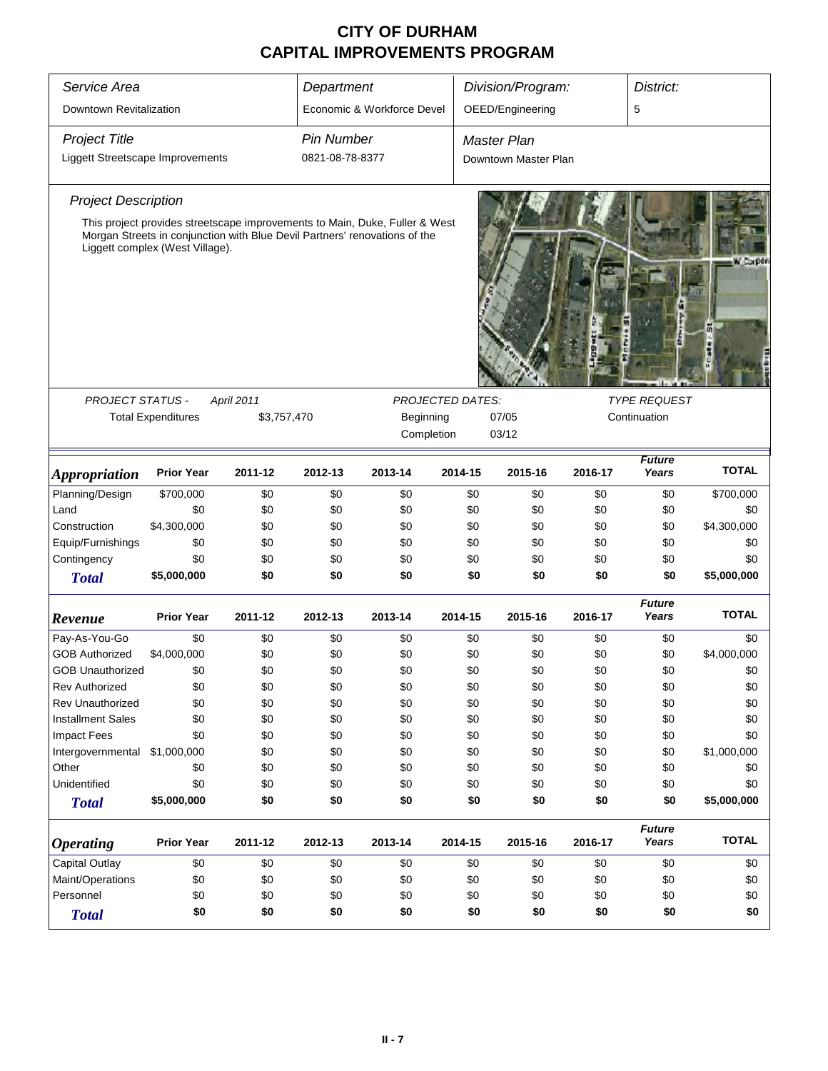# CITY OF DURHAM
# CAPITAL IMPROVEMENTS PROGRAM

| | | | |
|---|---|---|---|
| *Service Area* | *Department* | *Division/Program:* | *District:* |
| Downtown Revitalization | Economic & Workforce Devel | OEED/Engineering | 5 |
| *Project Title* | *Pin Number* | *Master Plan* | |
| Liggett Streetscape Improvements | 0821-08-78-8377 | Downtown Master Plan | |

*Project Description*

This project provides streetscape improvements to Main, Duke, Fuller & West Morgan Streets in conjunction with Blue Devil Partners' renovations of the Liggett complex (West Village).

| | | | |
|---|---|---|---|
| *PROJECT STATUS -* *April 2011* | *PROJECTED DATES:* | | *TYPE REQUEST* |
| Total Expenditures $3,757,470 | Beginning | 07/05 | Continuation |
| | Completion | 03/12 | |

| *Appropriation* | Prior Year | 2011-12 | 2012-13 | 2013-14 | 2014-15 | 2015-16 | 2016-17 | *Future Years* | TOTAL |
|---|---|---|---|---|---|---|---|---|---|
| Planning/Design | $700,000 | $0 | $0 | $0 | $0 | $0 | $0 | $0 | $700,000 |
| Land | $0 | $0 | $0 | $0 | $0 | $0 | $0 | $0 | $0 |
| Construction | $4,300,000 | $0 | $0 | $0 | $0 | $0 | $0 | $0 | $4,300,000 |
| Equip/Furnishings | $0 | $0 | $0 | $0 | $0 | $0 | $0 | $0 | $0 |
| Contingency | $0 | $0 | $0 | $0 | $0 | $0 | $0 | $0 | $0 |
| ***Total*** | **$5,000,000** | **$0** | **$0** | **$0** | **$0** | **$0** | **$0** | **$0** | **$5,000,000** |

| *Revenue* | Prior Year | 2011-12 | 2012-13 | 2013-14 | 2014-15 | 2015-16 | 2016-17 | *Future Years* | TOTAL |
|---|---|---|---|---|---|---|---|---|---|
| Pay-As-You-Go | $0 | $0 | $0 | $0 | $0 | $0 | $0 | $0 | $0 |
| GOB Authorized | $4,000,000 | $0 | $0 | $0 | $0 | $0 | $0 | $0 | $4,000,000 |
| GOB Unauthorized | $0 | $0 | $0 | $0 | $0 | $0 | $0 | $0 | $0 |
| Rev Authorized | $0 | $0 | $0 | $0 | $0 | $0 | $0 | $0 | $0 |
| Rev Unauthorized | $0 | $0 | $0 | $0 | $0 | $0 | $0 | $0 | $0 |
| Installment Sales | $0 | $0 | $0 | $0 | $0 | $0 | $0 | $0 | $0 |
| Impact Fees | $0 | $0 | $0 | $0 | $0 | $0 | $0 | $0 | $0 |
| Intergovernmental | $1,000,000 | $0 | $0 | $0 | $0 | $0 | $0 | $0 | $1,000,000 |
| Other | $0 | $0 | $0 | $0 | $0 | $0 | $0 | $0 | $0 |
| Unidentified | $0 | $0 | $0 | $0 | $0 | $0 | $0 | $0 | $0 |
| ***Total*** | **$5,000,000** | **$0** | **$0** | **$0** | **$0** | **$0** | **$0** | **$0** | **$5,000,000** |

| *Operating* | Prior Year | 2011-12 | 2012-13 | 2013-14 | 2014-15 | 2015-16 | 2016-17 | *Future Years* | TOTAL |
|---|---|---|---|---|---|---|---|---|---|
| Capital Outlay | $0 | $0 | $0 | $0 | $0 | $0 | $0 | $0 | $0 |
| Maint/Operations | $0 | $0 | $0 | $0 | $0 | $0 | $0 | $0 | $0 |
| Personnel | $0 | $0 | $0 | $0 | $0 | $0 | $0 | $0 | $0 |
| ***Total*** | **$0** | **$0** | **$0** | **$0** | **$0** | **$0** | **$0** | **$0** | **$0** |